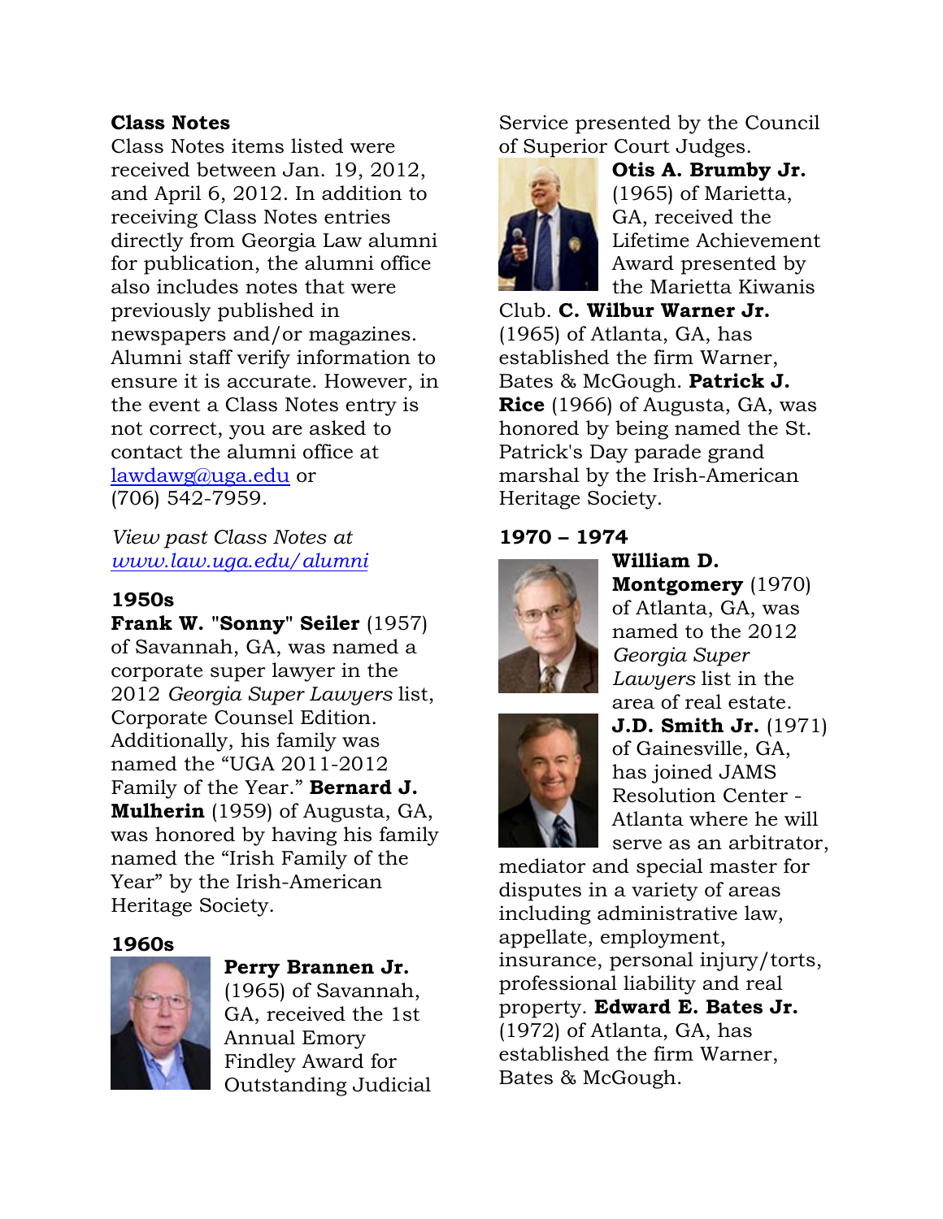## Class Notes

Class Notes items listed were received between Jan. 19, 2012, and April 6, 2012. In addition to receiving Class Notes entries directly from Georgia Law alumni for publication, the alumni office also includes notes that were previously published in newspapers and/or magazines. Alumni staff verify information to ensure it is accurate. However, in the event a Class Notes entry is not correct, you are asked to contact the alumni office at lawdawg@uga.edu or (706) 542-7959.

*View past Class Notes at www.law.uga.edu/alumni*

### 1950s

**Frank W. "Sonny" Seiler** (1957) of Savannah, GA, was named a corporate super lawyer in the 2012 *Georgia Super Lawyers* list, Corporate Counsel Edition. Additionally, his family was named the "UGA 2011-2012 Family of the Year." **Bernard J. Mulherin** (1959) of Augusta, GA, was honored by having his family named the "Irish Family of the Year" by the Irish-American Heritage Society.

### 1960s

**Perry Brannen Jr.** (1965) of Savannah, GA, received the 1st Annual Emory Findley Award for Outstanding Judicial Service presented by the Council of Superior Court Judges. **Otis A. Brumby Jr.** (1965) of Marietta, GA, received the Lifetime Achievement Award presented by the Marietta Kiwanis Club. **C. Wilbur Warner Jr.** (1965) of Atlanta, GA, has established the firm Warner, Bates & McGough. **Patrick J. Rice** (1966) of Augusta, GA, was honored by being named the St. Patrick's Day parade grand marshal by the Irish-American Heritage Society.

### 1970 – 1974

**William D. Montgomery** (1970) of Atlanta, GA, was named to the 2012 *Georgia Super Lawyers* list in the area of real estate. **J.D. Smith Jr.** (1971) of Gainesville, GA, has joined JAMS Resolution Center - Atlanta where he will serve as an arbitrator, mediator and special master for disputes in a variety of areas including administrative law, appellate, employment, insurance, personal injury/torts, professional liability and real property. **Edward E. Bates Jr.** (1972) of Atlanta, GA, has established the firm Warner, Bates & McGough.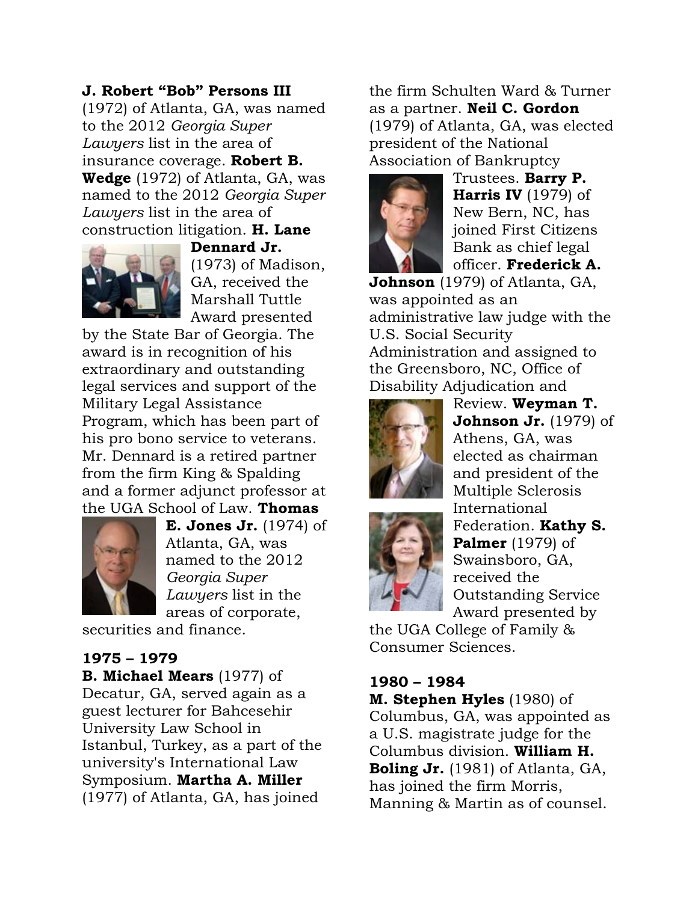**J. Robert "Bob" Persons III** (1972) of Atlanta, GA, was named to the 2012 *Georgia Super Lawyers* list in the area of insurance coverage. **Robert B. Wedge** (1972) of Atlanta, GA, was named to the 2012 *Georgia Super Lawyers* list in the area of construction litigation. **H. Lane Dennard Jr.** (1973) of Madison, GA, received the Marshall Tuttle Award presented by the State Bar of Georgia. The award is in recognition of his extraordinary and outstanding legal services and support of the Military Legal Assistance Program, which has been part of his pro bono service to veterans. Mr. Dennard is a retired partner from the firm King & Spalding and a former adjunct professor at the UGA School of Law. **Thomas E. Jones Jr.** (1974) of Atlanta, GA, was named to the 2012 *Georgia Super Lawyers* list in the areas of corporate, securities and finance.

### 1975 – 1979

**B. Michael Mears** (1977) of Decatur, GA, served again as a guest lecturer for Bahcesehir University Law School in Istanbul, Turkey, as a part of the university's International Law Symposium. **Martha A. Miller** (1977) of Atlanta, GA, has joined the firm Schulten Ward & Turner as a partner. **Neil C. Gordon** (1979) of Atlanta, GA, was elected president of the National Association of Bankruptcy Trustees. **Barry P. Harris IV** (1979) of New Bern, NC, has joined First Citizens Bank as chief legal officer. **Frederick A. Johnson** (1979) of Atlanta, GA, was appointed as an administrative law judge with the U.S. Social Security Administration and assigned to the Greensboro, NC, Office of Disability Adjudication and Review. **Weyman T. Johnson Jr.** (1979) of Athens, GA, was elected as chairman and president of the Multiple Sclerosis International Federation. **Kathy S. Palmer** (1979) of Swainsboro, GA, received the Outstanding Service Award presented by the UGA College of Family & Consumer Sciences.

### 1980 – 1984

**M. Stephen Hyles** (1980) of Columbus, GA, was appointed as a U.S. magistrate judge for the Columbus division. **William H. Boling Jr.** (1981) of Atlanta, GA, has joined the firm Morris, Manning & Martin as of counsel.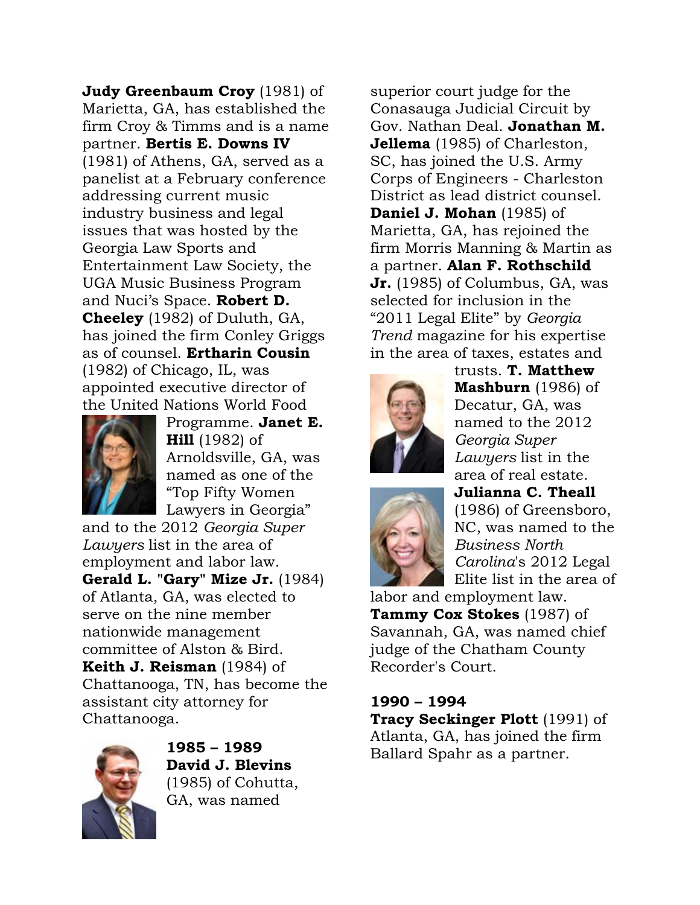**Judy Greenbaum Croy** (1981) of Marietta, GA, has established the firm Croy & Timms and is a name partner. **Bertis E. Downs IV** (1981) of Athens, GA, served as a panelist at a February conference addressing current music industry business and legal issues that was hosted by the Georgia Law Sports and Entertainment Law Society, the UGA Music Business Program and Nuci's Space. **Robert D. Cheeley** (1982) of Duluth, GA, has joined the firm Conley Griggs as of counsel. **Ertharin Cousin** (1982) of Chicago, IL, was appointed executive director of the United Nations World Food Programme. **Janet E. Hill** (1982) of Arnoldsville, GA, was named as one of the "Top Fifty Women Lawyers in Georgia" and to the 2012 *Georgia Super Lawyers* list in the area of employment and labor law. **Gerald L. "Gary" Mize Jr.** (1984) of Atlanta, GA, was elected to serve on the nine member nationwide management committee of Alston & Bird. **Keith J. Reisman** (1984) of Chattanooga, TN, has become the assistant city attorney for Chattanooga.

**1985 – 1989**

**David J. Blevins** (1985) of Cohutta, GA, was named superior court judge for the Conasauga Judicial Circuit by Gov. Nathan Deal. **Jonathan M. Jellema** (1985) of Charleston, SC, has joined the U.S. Army Corps of Engineers - Charleston District as lead district counsel. **Daniel J. Mohan** (1985) of Marietta, GA, has rejoined the firm Morris Manning & Martin as a partner. **Alan F. Rothschild Jr.** (1985) of Columbus, GA, was selected for inclusion in the "2011 Legal Elite" by *Georgia Trend* magazine for his expertise in the area of taxes, estates and trusts. **T. Matthew Mashburn** (1986) of Decatur, GA, was named to the 2012 *Georgia Super Lawyers* list in the area of real estate. **Julianna C. Theall** (1986) of Greensboro, NC, was named to the *Business North Carolina*'s 2012 Legal Elite list in the area of labor and employment law. **Tammy Cox Stokes** (1987) of Savannah, GA, was named chief judge of the Chatham County Recorder's Court.

**1990 – 1994**

**Tracy Seckinger Plott** (1991) of Atlanta, GA, has joined the firm Ballard Spahr as a partner.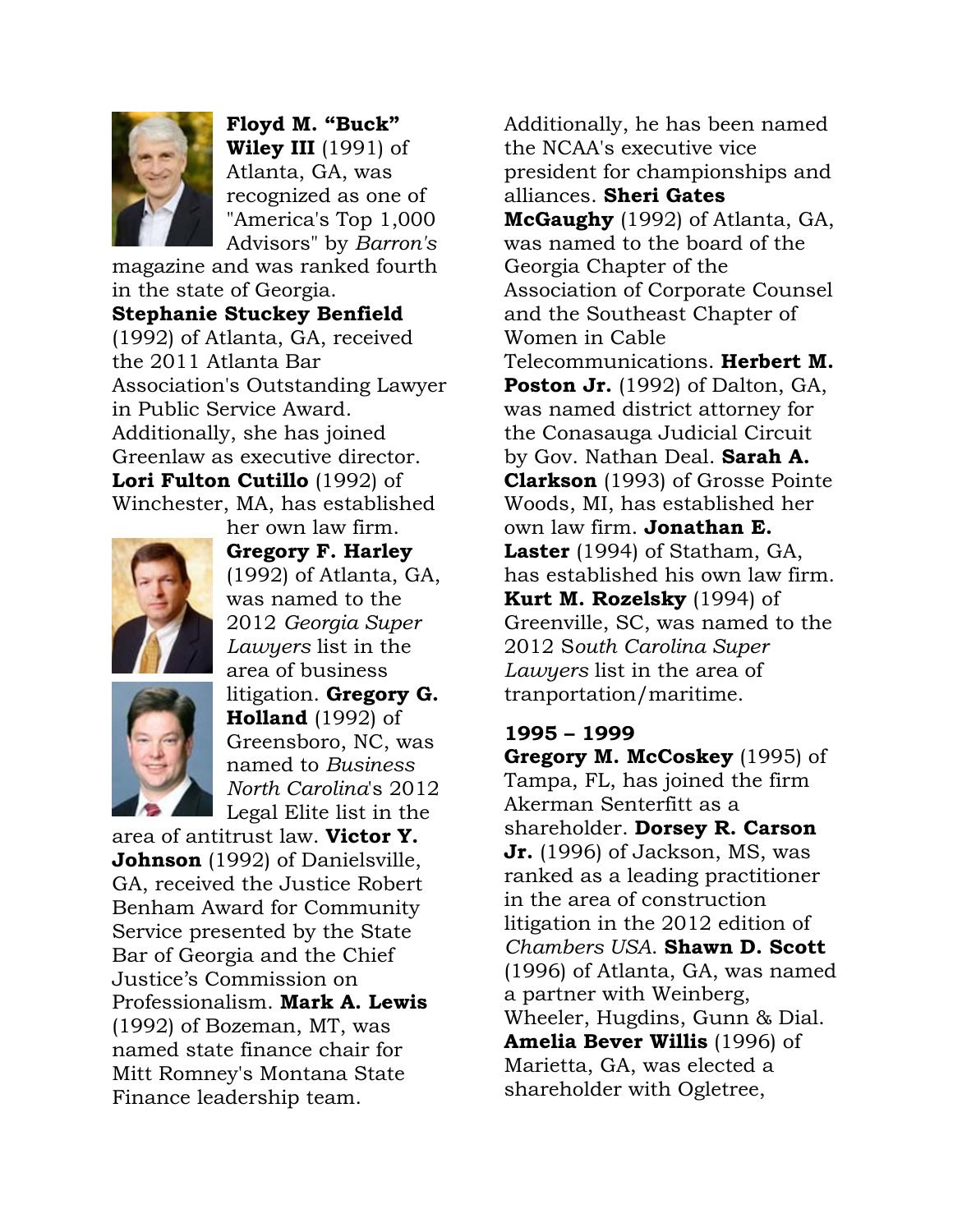**Floyd M. "Buck" Wiley III** (1991) of Atlanta, GA, was recognized as one of "America's Top 1,000 Advisors" by *Barron's* magazine and was ranked fourth in the state of Georgia. **Stephanie Stuckey Benfield** (1992) of Atlanta, GA, received the 2011 Atlanta Bar Association's Outstanding Lawyer in Public Service Award. Additionally, she has joined Greenlaw as executive director. **Lori Fulton Cutillo** (1992) of Winchester, MA, has established her own law firm. **Gregory F. Harley** (1992) of Atlanta, GA, was named to the 2012 *Georgia Super Lawyers* list in the area of business litigation. **Gregory G. Holland** (1992) of Greensboro, NC, was named to *Business North Carolina*'s 2012 Legal Elite list in the area of antitrust law. **Victor Y. Johnson** (1992) of Danielsville, GA, received the Justice Robert Benham Award for Community Service presented by the State Bar of Georgia and the Chief Justice's Commission on Professionalism. **Mark A. Lewis** (1992) of Bozeman, MT, was named state finance chair for Mitt Romney's Montana State Finance leadership team. Additionally, he has been named the NCAA's executive vice president for championships and alliances. **Sheri Gates McGaughy** (1992) of Atlanta, GA, was named to the board of the Georgia Chapter of the Association of Corporate Counsel and the Southeast Chapter of Women in Cable Telecommunications. **Herbert M. Poston Jr.** (1992) of Dalton, GA, was named district attorney for the Conasauga Judicial Circuit by Gov. Nathan Deal. **Sarah A. Clarkson** (1993) of Grosse Pointe Woods, MI, has established her own law firm. **Jonathan E. Laster** (1994) of Statham, GA, has established his own law firm. **Kurt M. Rozelsky** (1994) of Greenville, SC, was named to the 2012 S*outh Carolina Super Lawyers* list in the area of tranportation/maritime.

**1995 – 1999**

**Gregory M. McCoskey** (1995) of Tampa, FL, has joined the firm Akerman Senterfitt as a shareholder. **Dorsey R. Carson Jr.** (1996) of Jackson, MS, was ranked as a leading practitioner in the area of construction litigation in the 2012 edition of *Chambers USA*. **Shawn D. Scott** (1996) of Atlanta, GA, was named a partner with Weinberg, Wheeler, Hugdins, Gunn & Dial. **Amelia Bever Willis** (1996) of Marietta, GA, was elected a shareholder with Ogletree,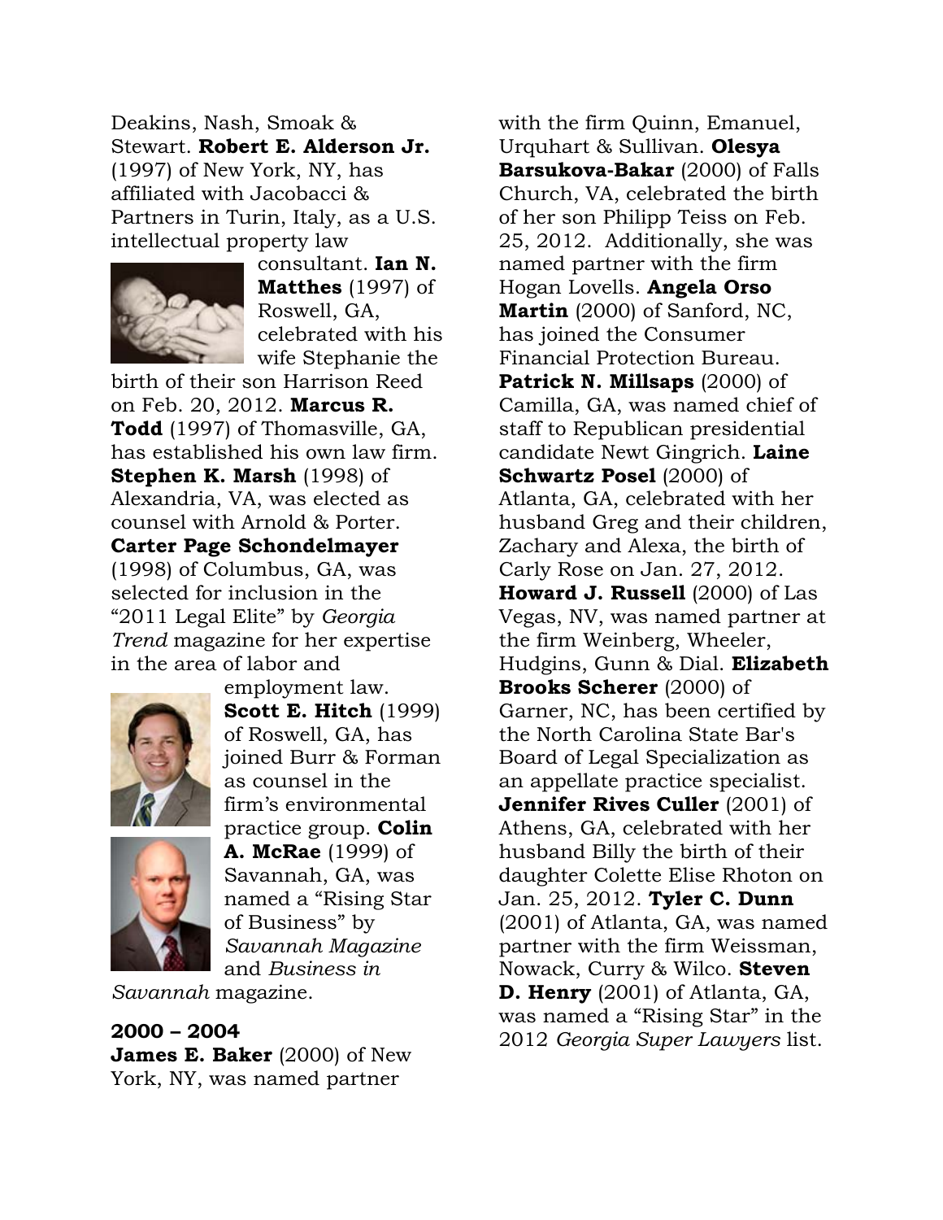Deakins, Nash, Smoak & Stewart. **Robert E. Alderson Jr.** (1997) of New York, NY, has affiliated with Jacobacci & Partners in Turin, Italy, as a U.S. intellectual property law consultant. **Ian N. Matthes** (1997) of Roswell, GA, celebrated with his wife Stephanie the birth of their son Harrison Reed on Feb. 20, 2012. **Marcus R. Todd** (1997) of Thomasville, GA, has established his own law firm. **Stephen K. Marsh** (1998) of Alexandria, VA, was elected as counsel with Arnold & Porter. **Carter Page Schondelmayer** (1998) of Columbus, GA, was selected for inclusion in the "2011 Legal Elite" by *Georgia Trend* magazine for her expertise in the area of labor and employment law. **Scott E. Hitch** (1999) of Roswell, GA, has joined Burr & Forman as counsel in the firm's environmental practice group. **Colin A. McRae** (1999) of Savannah, GA, was named a "Rising Star of Business" by *Savannah Magazine* and *Business in Savannah* magazine.

**2000 – 2004**

**James E. Baker** (2000) of New York, NY, was named partner with the firm Quinn, Emanuel, Urquhart & Sullivan. **Olesya Barsukova-Bakar** (2000) of Falls Church, VA, celebrated the birth of her son Philipp Teiss on Feb. 25, 2012. Additionally, she was named partner with the firm Hogan Lovells. **Angela Orso Martin** (2000) of Sanford, NC, has joined the Consumer Financial Protection Bureau. **Patrick N. Millsaps** (2000) of Camilla, GA, was named chief of staff to Republican presidential candidate Newt Gingrich. **Laine Schwartz Posel** (2000) of Atlanta, GA, celebrated with her husband Greg and their children, Zachary and Alexa, the birth of Carly Rose on Jan. 27, 2012. **Howard J. Russell** (2000) of Las Vegas, NV, was named partner at the firm Weinberg, Wheeler, Hudgins, Gunn & Dial. **Elizabeth Brooks Scherer** (2000) of Garner, NC, has been certified by the North Carolina State Bar's Board of Legal Specialization as an appellate practice specialist. **Jennifer Rives Culler** (2001) of Athens, GA, celebrated with her husband Billy the birth of their daughter Colette Elise Rhoton on Jan. 25, 2012. **Tyler C. Dunn** (2001) of Atlanta, GA, was named partner with the firm Weissman, Nowack, Curry & Wilco. **Steven D. Henry** (2001) of Atlanta, GA, was named a "Rising Star" in the 2012 *Georgia Super Lawyers* list.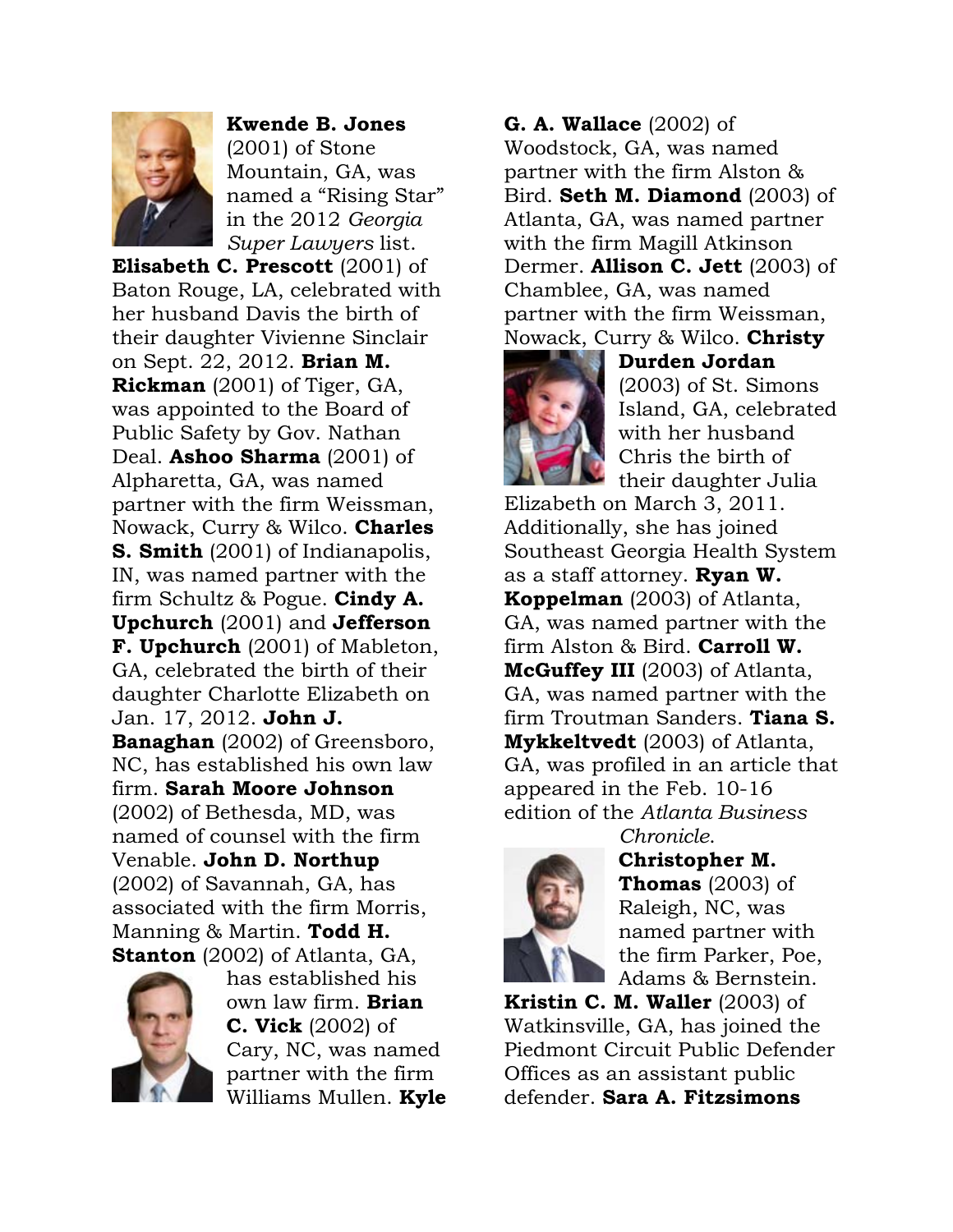**Kwende B. Jones** (2001) of Stone Mountain, GA, was named a "Rising Star" in the 2012 *Georgia Super Lawyers* list. **Elisabeth C. Prescott** (2001) of Baton Rouge, LA, celebrated with her husband Davis the birth of their daughter Vivienne Sinclair on Sept. 22, 2012. **Brian M. Rickman** (2001) of Tiger, GA, was appointed to the Board of Public Safety by Gov. Nathan Deal. **Ashoo Sharma** (2001) of Alpharetta, GA, was named partner with the firm Weissman, Nowack, Curry & Wilco. **Charles S. Smith** (2001) of Indianapolis, IN, was named partner with the firm Schultz & Pogue. **Cindy A. Upchurch** (2001) and **Jefferson F. Upchurch** (2001) of Mableton, GA, celebrated the birth of their daughter Charlotte Elizabeth on Jan. 17, 2012. **John J. Banaghan** (2002) of Greensboro, NC, has established his own law firm. **Sarah Moore Johnson** (2002) of Bethesda, MD, was named of counsel with the firm Venable. **John D. Northup** (2002) of Savannah, GA, has associated with the firm Morris, Manning & Martin. **Todd H. Stanton** (2002) of Atlanta, GA, has established his own law firm. **Brian C. Vick** (2002) of Cary, NC, was named partner with the firm Williams Mullen. **Kyle G. A. Wallace** (2002) of Woodstock, GA, was named partner with the firm Alston & Bird. **Seth M. Diamond** (2003) of Atlanta, GA, was named partner with the firm Magill Atkinson Dermer. **Allison C. Jett** (2003) of Chamblee, GA, was named partner with the firm Weissman, Nowack, Curry & Wilco. **Christy Durden Jordan** (2003) of St. Simons Island, GA, celebrated with her husband Chris the birth of their daughter Julia Elizabeth on March 3, 2011. Additionally, she has joined Southeast Georgia Health System as a staff attorney. **Ryan W. Koppelman** (2003) of Atlanta, GA, was named partner with the firm Alston & Bird. **Carroll W. McGuffey III** (2003) of Atlanta, GA, was named partner with the firm Troutman Sanders. **Tiana S. Mykkeltvedt** (2003) of Atlanta, GA, was profiled in an article that appeared in the Feb. 10-16 edition of the *Atlanta Business Chronicle*. **Christopher M. Thomas** (2003) of Raleigh, NC, was named partner with the firm Parker, Poe, Adams & Bernstein. **Kristin C. M. Waller** (2003) of Watkinsville, GA, has joined the Piedmont Circuit Public Defender Offices as an assistant public defender. **Sara A. Fitzsimons**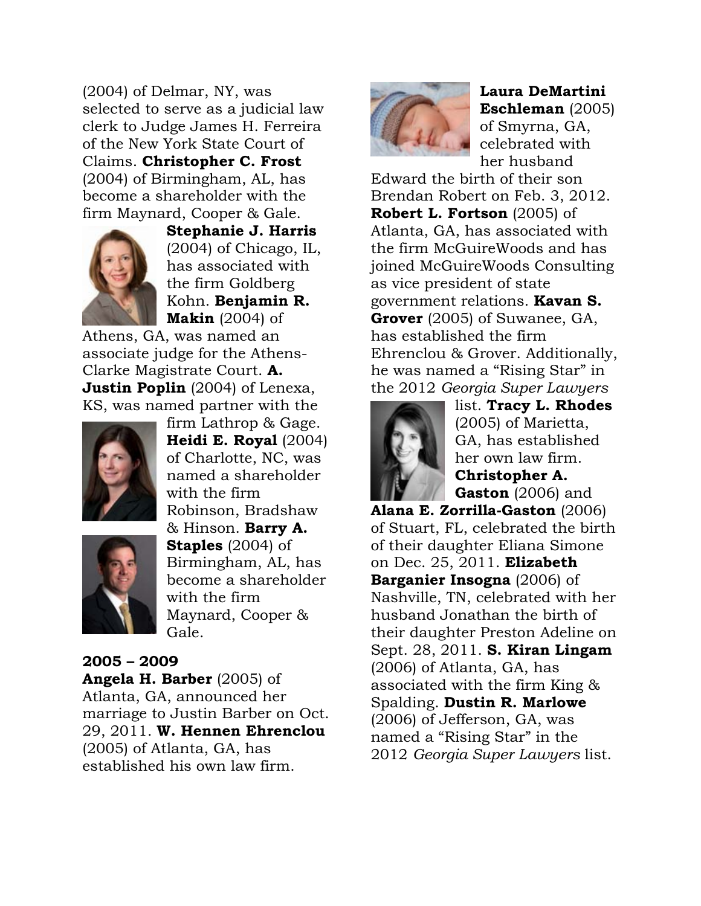(2004) of Delmar, NY, was selected to serve as a judicial law clerk to Judge James H. Ferreira of the New York State Court of Claims. **Christopher C. Frost** (2004) of Birmingham, AL, has become a shareholder with the firm Maynard, Cooper & Gale. **Stephanie J. Harris** (2004) of Chicago, IL, has associated with the firm Goldberg Kohn. **Benjamin R. Makin** (2004) of Athens, GA, was named an associate judge for the Athens-Clarke Magistrate Court. **A. Justin Poplin** (2004) of Lenexa, KS, was named partner with the firm Lathrop & Gage. **Heidi E. Royal** (2004) of Charlotte, NC, was named a shareholder with the firm Robinson, Bradshaw & Hinson. **Barry A. Staples** (2004) of Birmingham, AL, has become a shareholder with the firm Maynard, Cooper & Gale.

**2005 – 2009**

**Angela H. Barber** (2005) of Atlanta, GA, announced her marriage to Justin Barber on Oct. 29, 2011. **W. Hennen Ehrenclou** (2005) of Atlanta, GA, has established his own law firm. **Laura DeMartini Eschleman** (2005) of Smyrna, GA, celebrated with her husband Edward the birth of their son Brendan Robert on Feb. 3, 2012. **Robert L. Fortson** (2005) of Atlanta, GA, has associated with the firm McGuireWoods and has joined McGuireWoods Consulting as vice president of state government relations. **Kavan S. Grover** (2005) of Suwanee, GA, has established the firm Ehrenclou & Grover. Additionally, he was named a "Rising Star" in the 2012 *Georgia Super Lawyers* list. **Tracy L. Rhodes** (2005) of Marietta, GA, has established her own law firm. **Christopher A. Gaston** (2006) and **Alana E. Zorrilla-Gaston** (2006) of Stuart, FL, celebrated the birth of their daughter Eliana Simone on Dec. 25, 2011. **Elizabeth Barganier Insogna** (2006) of Nashville, TN, celebrated with her husband Jonathan the birth of their daughter Preston Adeline on Sept. 28, 2011. **S. Kiran Lingam** (2006) of Atlanta, GA, has associated with the firm King & Spalding. **Dustin R. Marlowe** (2006) of Jefferson, GA, was named a "Rising Star" in the 2012 *Georgia Super Lawyers* list.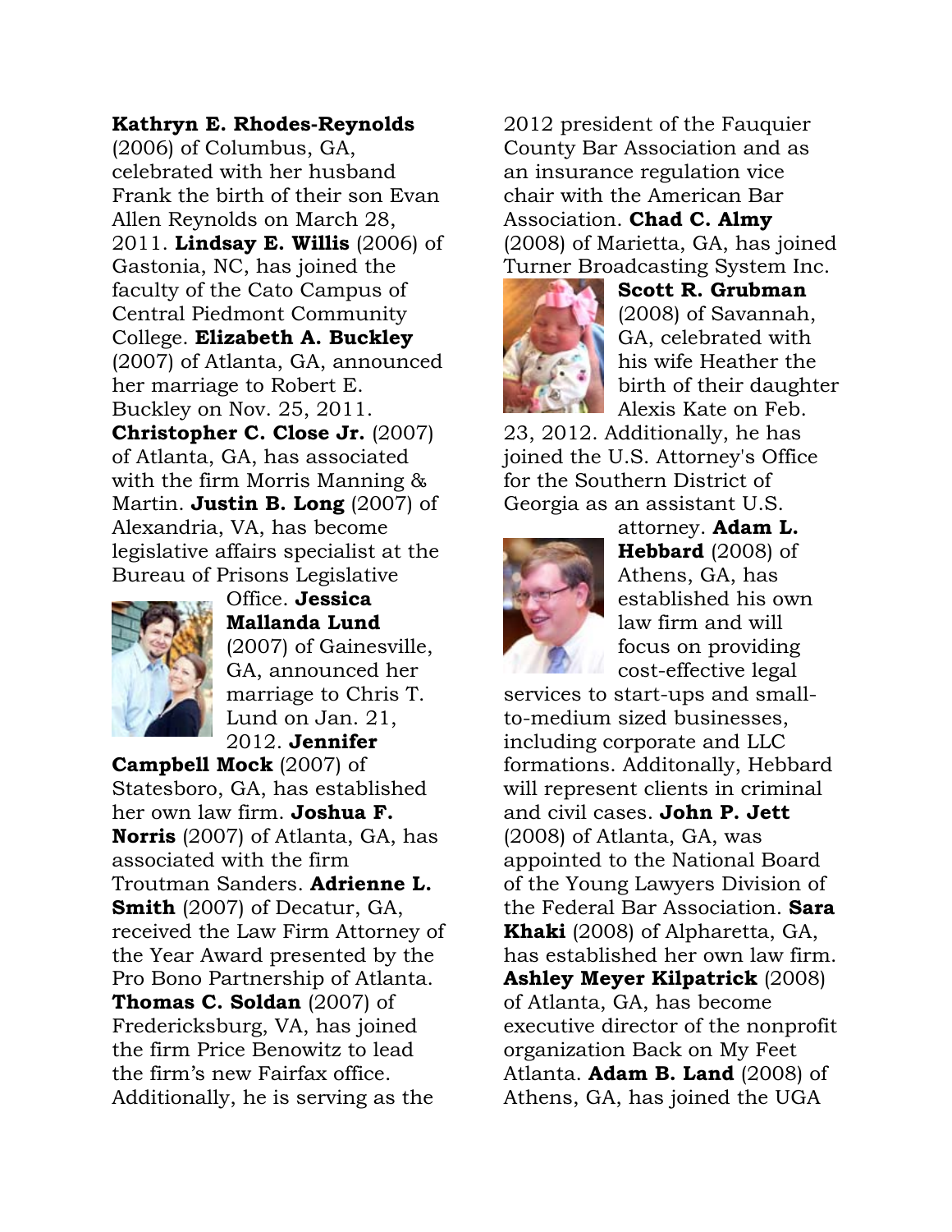**Kathryn E. Rhodes-Reynolds** (2006) of Columbus, GA, celebrated with her husband Frank the birth of their son Evan Allen Reynolds on March 28, 2011. **Lindsay E. Willis** (2006) of Gastonia, NC, has joined the faculty of the Cato Campus of Central Piedmont Community College. **Elizabeth A. Buckley** (2007) of Atlanta, GA, announced her marriage to Robert E. Buckley on Nov. 25, 2011. **Christopher C. Close Jr.** (2007) of Atlanta, GA, has associated with the firm Morris Manning & Martin. **Justin B. Long** (2007) of Alexandria, VA, has become legislative affairs specialist at the Bureau of Prisons Legislative Office. **Jessica Mallanda Lund** (2007) of Gainesville, GA, announced her marriage to Chris T. Lund on Jan. 21, 2012. **Jennifer Campbell Mock** (2007) of Statesboro, GA, has established her own law firm. **Joshua F. Norris** (2007) of Atlanta, GA, has associated with the firm Troutman Sanders. **Adrienne L. Smith** (2007) of Decatur, GA, received the Law Firm Attorney of the Year Award presented by the Pro Bono Partnership of Atlanta. **Thomas C. Soldan** (2007) of Fredericksburg, VA, has joined the firm Price Benowitz to lead the firm's new Fairfax office. Additionally, he is serving as the 2012 president of the Fauquier County Bar Association and as an insurance regulation vice chair with the American Bar Association. **Chad C. Almy** (2008) of Marietta, GA, has joined Turner Broadcasting System Inc. **Scott R. Grubman** (2008) of Savannah, GA, celebrated with his wife Heather the birth of their daughter Alexis Kate on Feb. 23, 2012. Additionally, he has joined the U.S. Attorney's Office for the Southern District of Georgia as an assistant U.S. attorney. **Adam L. Hebbard** (2008) of Athens, GA, has established his own law firm and will focus on providing cost-effective legal services to start-ups and small-to-medium sized businesses, including corporate and LLC formations. Additonally, Hebbard will represent clients in criminal and civil cases. **John P. Jett** (2008) of Atlanta, GA, was appointed to the National Board of the Young Lawyers Division of the Federal Bar Association. **Sara Khaki** (2008) of Alpharetta, GA, has established her own law firm. **Ashley Meyer Kilpatrick** (2008) of Atlanta, GA, has become executive director of the nonprofit organization Back on My Feet Atlanta. **Adam B. Land** (2008) of Athens, GA, has joined the UGA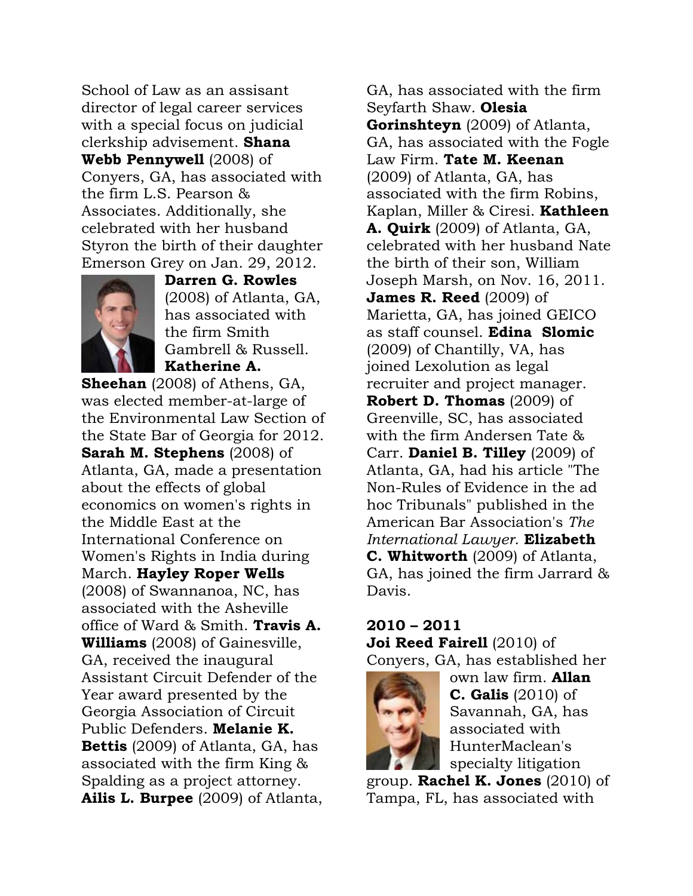School of Law as an assisant director of legal career services with a special focus on judicial clerkship advisement. **Shana Webb Pennywell** (2008) of Conyers, GA, has associated with the firm L.S. Pearson & Associates. Additionally, she celebrated with her husband Styron the birth of their daughter Emerson Grey on Jan. 29, 2012. **Darren G. Rowles** (2008) of Atlanta, GA, has associated with the firm Smith Gambrell & Russell. **Katherine A. Sheehan** (2008) of Athens, GA, was elected member-at-large of the Environmental Law Section of the State Bar of Georgia for 2012. **Sarah M. Stephens** (2008) of Atlanta, GA, made a presentation about the effects of global economics on women's rights in the Middle East at the International Conference on Women's Rights in India during March. **Hayley Roper Wells** (2008) of Swannanoa, NC, has associated with the Asheville office of Ward & Smith. **Travis A. Williams** (2008) of Gainesville, GA, received the inaugural Assistant Circuit Defender of the Year award presented by the Georgia Association of Circuit Public Defenders. **Melanie K. Bettis** (2009) of Atlanta, GA, has associated with the firm King & Spalding as a project attorney. **Ailis L. Burpee** (2009) of Atlanta, GA, has associated with the firm Seyfarth Shaw. **Olesia Gorinshteyn** (2009) of Atlanta, GA, has associated with the Fogle Law Firm. **Tate M. Keenan** (2009) of Atlanta, GA, has associated with the firm Robins, Kaplan, Miller & Ciresi. **Kathleen A. Quirk** (2009) of Atlanta, GA, celebrated with her husband Nate the birth of their son, William Joseph Marsh, on Nov. 16, 2011. **James R. Reed** (2009) of Marietta, GA, has joined GEICO as staff counsel. **Edina Slomic** (2009) of Chantilly, VA, has joined Lexolution as legal recruiter and project manager. **Robert D. Thomas** (2009) of Greenville, SC, has associated with the firm Andersen Tate & Carr. **Daniel B. Tilley** (2009) of Atlanta, GA, had his article "The Non-Rules of Evidence in the ad hoc Tribunals" published in the American Bar Association's *The International Lawyer*. **Elizabeth C. Whitworth** (2009) of Atlanta, GA, has joined the firm Jarrard & Davis.

**2010 – 2011**

**Joi Reed Fairell** (2010) of Conyers, GA, has established her own law firm. **Allan C. Galis** (2010) of Savannah, GA, has associated with HunterMaclean's specialty litigation group. **Rachel K. Jones** (2010) of Tampa, FL, has associated with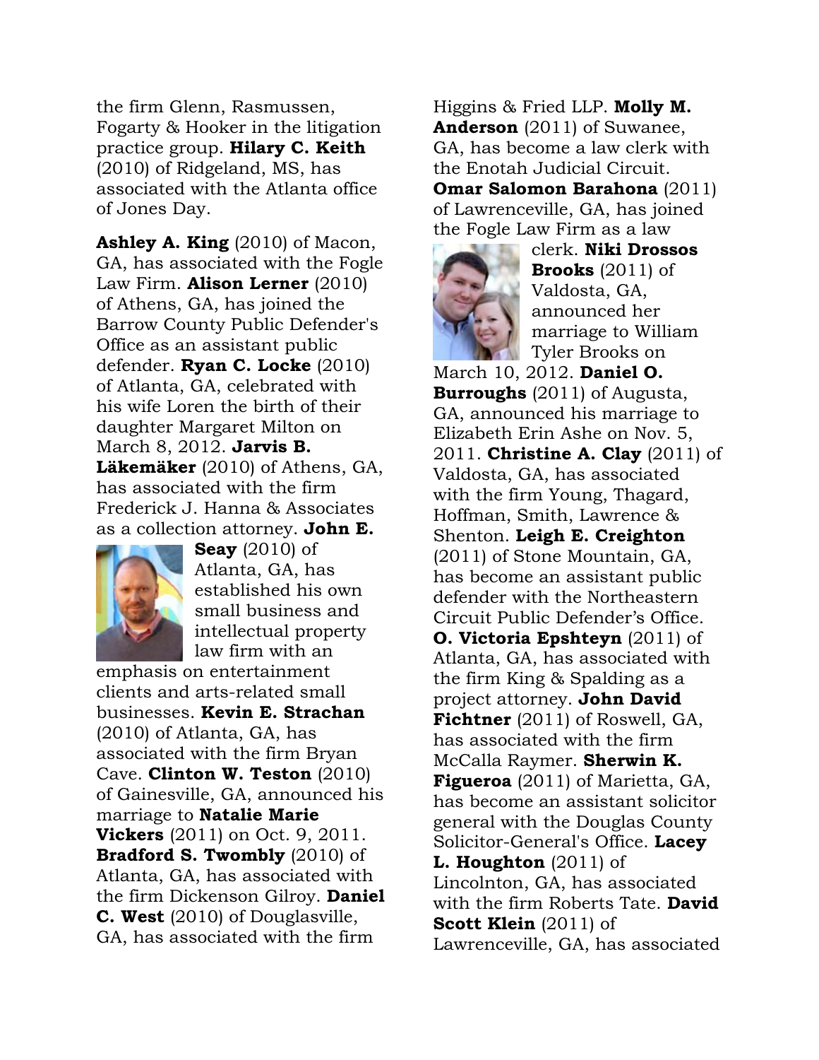the firm Glenn, Rasmussen, Fogarty & Hooker in the litigation practice group. **Hilary C. Keith** (2010) of Ridgeland, MS, has associated with the Atlanta office of Jones Day.

**Ashley A. King** (2010) of Macon, GA, has associated with the Fogle Law Firm. **Alison Lerner** (2010) of Athens, GA, has joined the Barrow County Public Defender's Office as an assistant public defender. **Ryan C. Locke** (2010) of Atlanta, GA, celebrated with his wife Loren the birth of their daughter Margaret Milton on March 8, 2012. **Jarvis B. Läkemäker** (2010) of Athens, GA, has associated with the firm Frederick J. Hanna & Associates as a collection attorney. **John E. Seay** (2010) of Atlanta, GA, has established his own small business and intellectual property law firm with an emphasis on entertainment clients and arts-related small businesses. **Kevin E. Strachan** (2010) of Atlanta, GA, has associated with the firm Bryan Cave. **Clinton W. Teston** (2010) of Gainesville, GA, announced his marriage to **Natalie Marie Vickers** (2011) on Oct. 9, 2011. **Bradford S. Twombly** (2010) of Atlanta, GA, has associated with the firm Dickenson Gilroy. **Daniel C. West** (2010) of Douglasville, GA, has associated with the firm Higgins & Fried LLP. **Molly M. Anderson** (2011) of Suwanee, GA, has become a law clerk with the Enotah Judicial Circuit. **Omar Salomon Barahona** (2011) of Lawrenceville, GA, has joined the Fogle Law Firm as a law clerk. **Niki Drossos Brooks** (2011) of Valdosta, GA, announced her marriage to William Tyler Brooks on March 10, 2012. **Daniel O. Burroughs** (2011) of Augusta, GA, announced his marriage to Elizabeth Erin Ashe on Nov. 5, 2011. **Christine A. Clay** (2011) of Valdosta, GA, has associated with the firm Young, Thagard, Hoffman, Smith, Lawrence & Shenton. **Leigh E. Creighton** (2011) of Stone Mountain, GA, has become an assistant public defender with the Northeastern Circuit Public Defender's Office. **O. Victoria Epshteyn** (2011) of Atlanta, GA, has associated with the firm King & Spalding as a project attorney. **John David Fichtner** (2011) of Roswell, GA, has associated with the firm McCalla Raymer. **Sherwin K. Figueroa** (2011) of Marietta, GA, has become an assistant solicitor general with the Douglas County Solicitor-General's Office. **Lacey L. Houghton** (2011) of Lincolnton, GA, has associated with the firm Roberts Tate. **David Scott Klein** (2011) of Lawrenceville, GA, has associated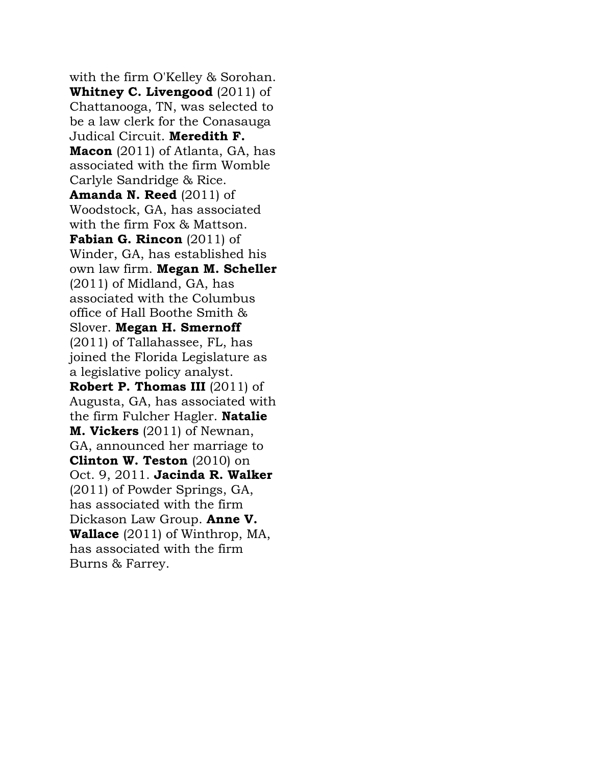with the firm O'Kelley & Sorohan. **Whitney C. Livengood** (2011) of Chattanooga, TN, was selected to be a law clerk for the Conasauga Judical Circuit. **Meredith F. Macon** (2011) of Atlanta, GA, has associated with the firm Womble Carlyle Sandridge & Rice. **Amanda N. Reed** (2011) of Woodstock, GA, has associated with the firm Fox & Mattson. **Fabian G. Rincon** (2011) of Winder, GA, has established his own law firm. **Megan M. Scheller** (2011) of Midland, GA, has associated with the Columbus office of Hall Boothe Smith & Slover. **Megan H. Smernoff** (2011) of Tallahassee, FL, has joined the Florida Legislature as a legislative policy analyst. **Robert P. Thomas III** (2011) of Augusta, GA, has associated with the firm Fulcher Hagler. **Natalie M. Vickers** (2011) of Newnan, GA, announced her marriage to **Clinton W. Teston** (2010) on Oct. 9, 2011. **Jacinda R. Walker** (2011) of Powder Springs, GA, has associated with the firm Dickason Law Group. **Anne V. Wallace** (2011) of Winthrop, MA, has associated with the firm Burns & Farrey.